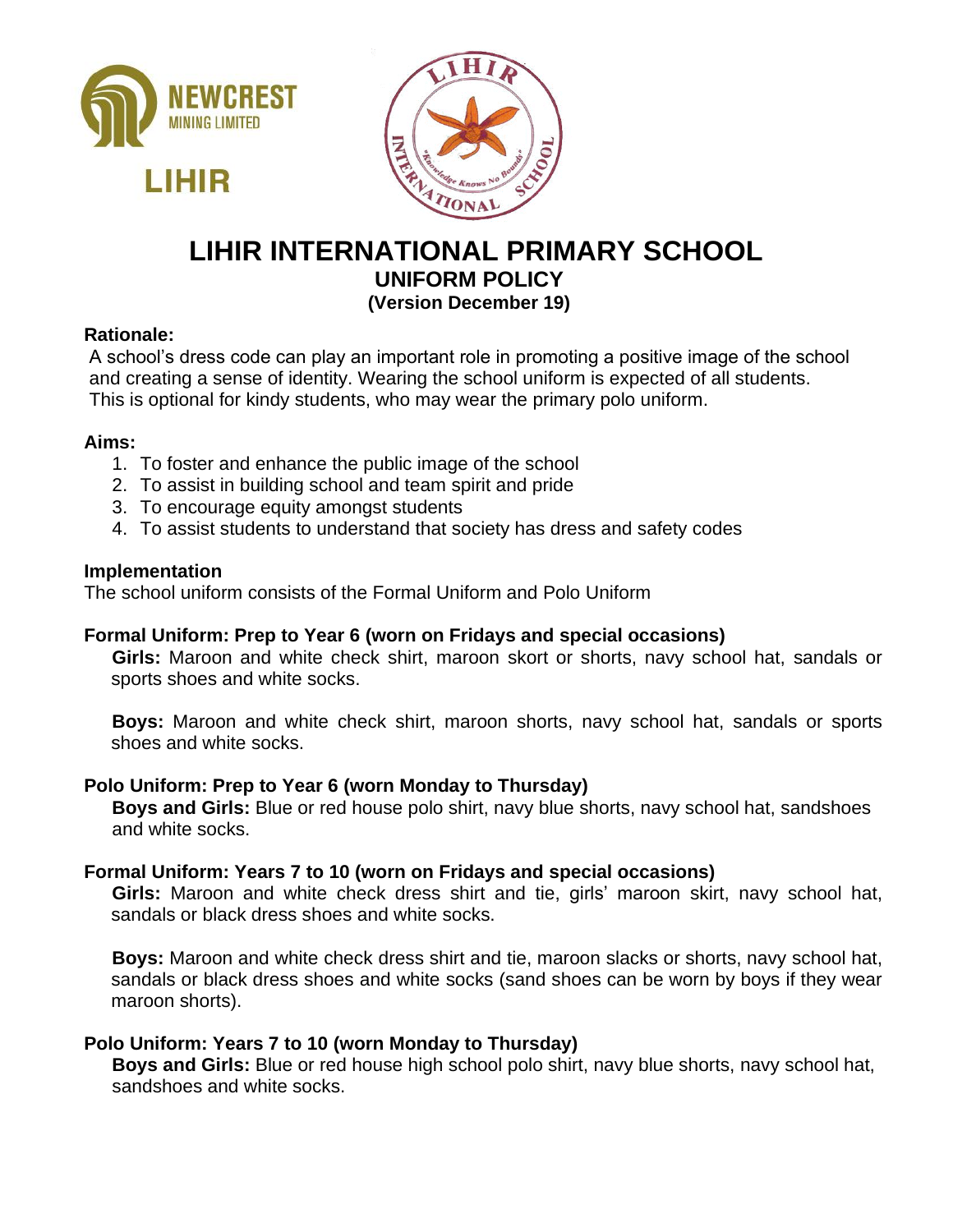NEWCREST MINING LIMITED

LIHIR

# LIHIR INTERNATIONAL PRIMARY SCHOOL

## UNIFORM POLICY

**(Version December 19)**

**Rationale:**

A school's dress code can play an important role in promoting a positive image of the school and creating a sense of identity. Wearing the school uniform is expected of all students. This is optional for kindy students, who may wear the primary polo uniform.

**Aims:**

1. To foster and enhance the public image of the school
2. To assist in building school and team spirit and pride
3. To encourage equity amongst students
4. To assist students to understand that society has dress and safety codes

**Implementation**

The school uniform consists of the Formal Uniform and Polo Uniform

**Formal Uniform: Prep to Year 6 (worn on Fridays and special occasions)**

**Girls:** Maroon and white check shirt, maroon skort or shorts, navy school hat, sandals or sports shoes and white socks.

**Boys:** Maroon and white check shirt, maroon shorts, navy school hat, sandals or sports shoes and white socks.

**Polo Uniform: Prep to Year 6 (worn Monday to Thursday)**

**Boys and Girls:** Blue or red house polo shirt, navy blue shorts, navy school hat, sandshoes and white socks.

**Formal Uniform: Years 7 to 10 (worn on Fridays and special occasions)**

**Girls:** Maroon and white check dress shirt and tie, girls' maroon skirt, navy school hat, sandals or black dress shoes and white socks.

**Boys:** Maroon and white check dress shirt and tie, maroon slacks or shorts, navy school hat, sandals or black dress shoes and white socks (sand shoes can be worn by boys if they wear maroon shorts).

**Polo Uniform: Years 7 to 10 (worn Monday to Thursday)**

**Boys and Girls:** Blue or red house high school polo shirt, navy blue shorts, navy school hat, sandshoes and white socks.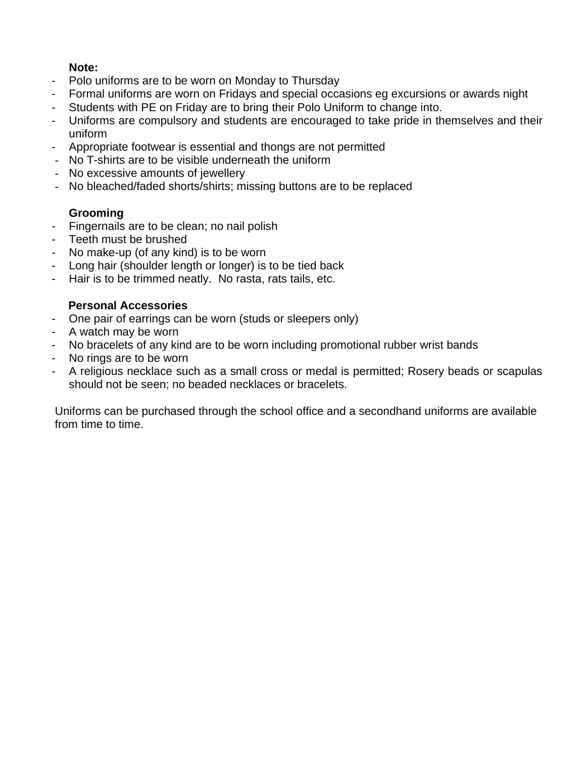**Note:**

- Polo uniforms are to be worn on Monday to Thursday
- Formal uniforms are worn on Fridays and special occasions eg excursions or awards night
- Students with PE on Friday are to bring their Polo Uniform to change into.
- Uniforms are compulsory and students are encouraged to take pride in themselves and their uniform
- Appropriate footwear is essential and thongs are not permitted
- No T-shirts are to be visible underneath the uniform
- No excessive amounts of jewellery
- No bleached/faded shorts/shirts; missing buttons are to be replaced

**Grooming**

- Fingernails are to be clean; no nail polish
- Teeth must be brushed
- No make-up (of any kind) is to be worn
- Long hair (shoulder length or longer) is to be tied back
- Hair is to be trimmed neatly. No rasta, rats tails, etc.

**Personal Accessories**

- One pair of earrings can be worn (studs or sleepers only)
- A watch may be worn
- No bracelets of any kind are to be worn including promotional rubber wrist bands
- No rings are to be worn
- A religious necklace such as a small cross or medal is permitted; Rosery beads or scapulas should not be seen; no beaded necklaces or bracelets.

Uniforms can be purchased through the school office and a secondhand uniforms are available from time to time.